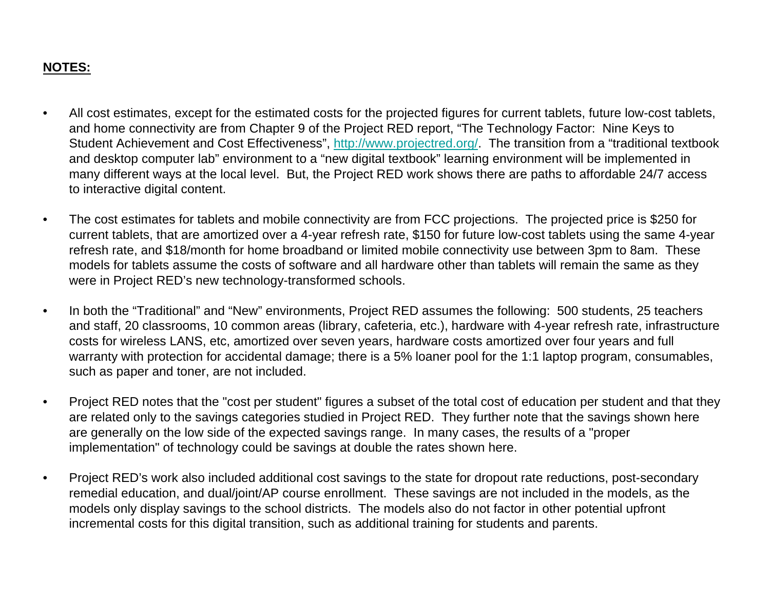**NOTES:**

- All cost estimates, except for the estimated costs for the projected figures for current tablets, future low-cost tablets, and home connectivity are from Chapter 9 of the Project RED report, "The Technology Factor:  Nine Keys to Student Achievement and Cost Effectiveness", http://www.projectred.org/.  The transition from a "traditional textbook and desktop computer lab" environment to a "new digital textbook" learning environment will be implemented in many different ways at the local level.  But, the Project RED work shows there are paths to affordable 24/7 access to interactive digital content.

- The cost estimates for tablets and mobile connectivity are from FCC projections.  The projected price is $250 for current tablets, that are amortized over a 4-year refresh rate, $150 for future low-cost tablets using the same 4-year refresh rate, and $18/month for home broadband or limited mobile connectivity use between 3pm to 8am.  These models for tablets assume the costs of software and all hardware other than tablets will remain the same as they were in Project RED's new technology-transformed schools.

- In both the "Traditional" and "New" environments, Project RED assumes the following:  500 students, 25 teachers and staff, 20 classrooms, 10 common areas (library, cafeteria, etc.), hardware with 4-year refresh rate, infrastructure costs for wireless LANS, etc, amortized over seven years, hardware costs amortized over four years and full warranty with protection for accidental damage; there is a 5% loaner pool for the 1:1 laptop program, consumables, such as paper and toner, are not included.

- Project RED notes that the "cost per student" figures a subset of the total cost of education per student and that they are related only to the savings categories studied in Project RED.  They further note that the savings shown here are generally on the low side of the expected savings range.  In many cases, the results of a "proper implementation" of technology could be savings at double the rates shown here.

- Project RED's work also included additional cost savings to the state for dropout rate reductions, post-secondary remedial education, and dual/joint/AP course enrollment.  These savings are not included in the models, as the models only display savings to the school districts.  The models also do not factor in other potential upfront incremental costs for this digital transition, such as additional training for students and parents.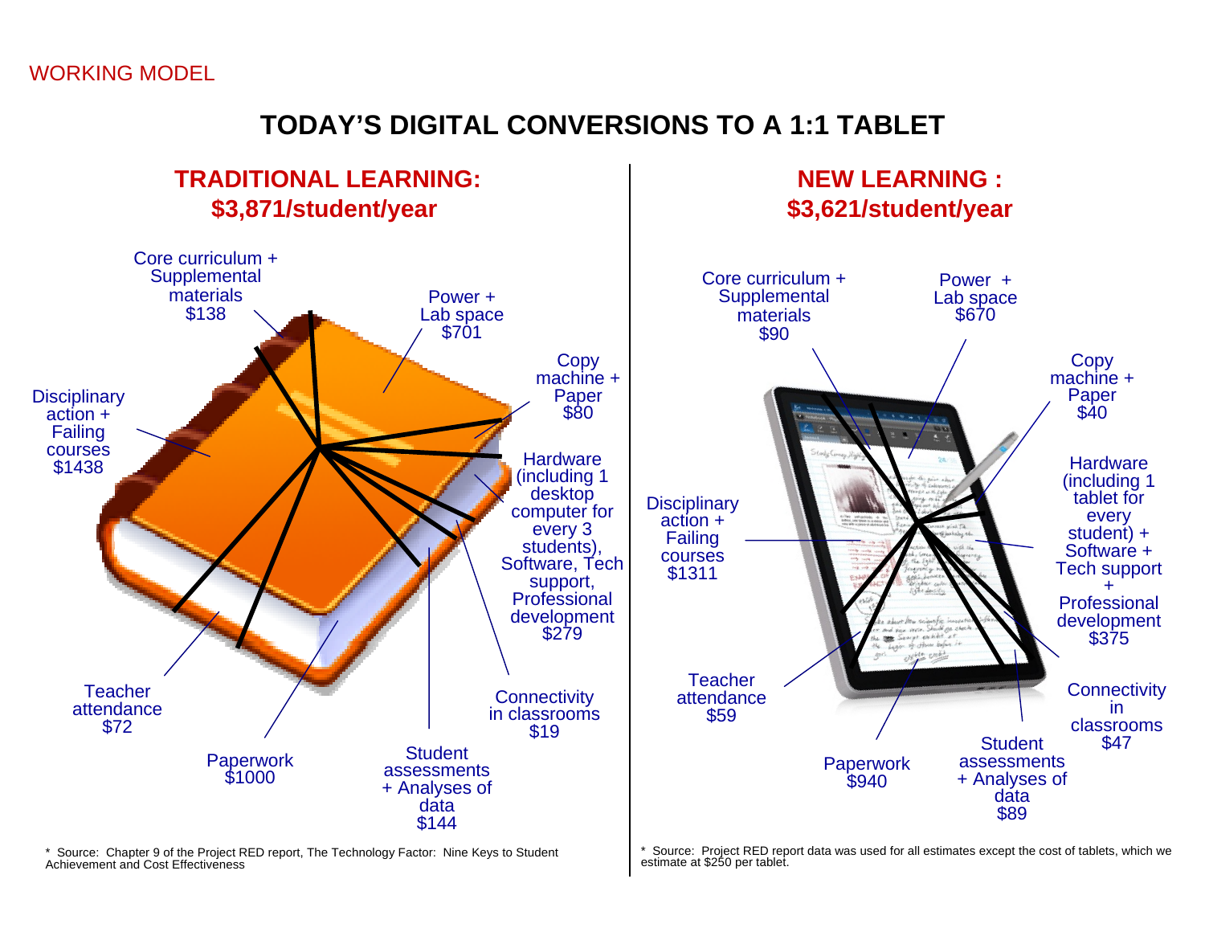WORKING MODEL

# TODAY'S DIGITAL CONVERSIONS TO A 1:1 TABLET

## TRADITIONAL LEARNING: $3,871/student/year

- Core curriculum + Supplemental materials $138
- Power + Lab space $701
- Copy machine + Paper $80
- Hardware (including 1 desktop computer for every 3 students), Software, Tech support, Professional development $279
- Connectivity in classrooms $19
- Student assessments + Analyses of data $144
- Paperwork $1000
- Teacher attendance $72
- Disciplinary action + Failing courses $1438

\* Source: Chapter 9 of the Project RED report, The Technology Factor: Nine Keys to Student Achievement and Cost Effectiveness

## NEW LEARNING : $3,621/student/year

- Core curriculum + Supplemental materials $90
- Power + Lab space $670
- Copy machine + Paper $40
- Hardware (including 1 tablet for every student) + Software + Tech support + Professional development $375
- Connectivity in classrooms $47
- Student assessments + Analyses of data $89
- Paperwork $940
- Teacher attendance $59
- Disciplinary action + Failing courses $1311

\* Source: Project RED report data was used for all estimates except the cost of tablets, which we estimate at $250 per tablet.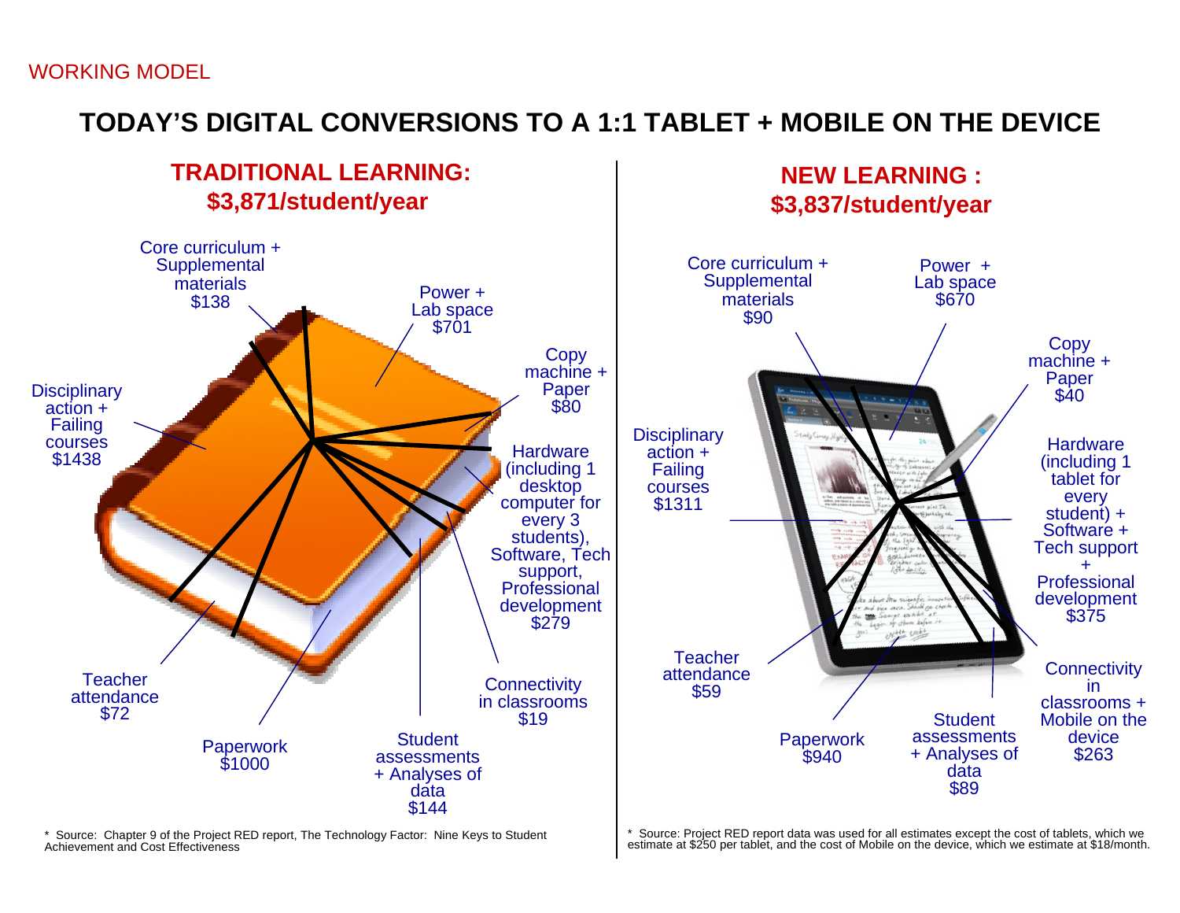WORKING MODEL

# TODAY'S DIGITAL CONVERSIONS TO A 1:1 TABLET + MOBILE ON THE DEVICE

## TRADITIONAL LEARNING: $3,871/student/year

- Core curriculum + Supplemental materials $138
- Power + Lab space $701
- Copy machine + Paper $80
- Hardware (including 1 desktop computer for every 3 students), Software, Tech support, Professional development $279
- Connectivity in classrooms $19
- Student assessments + Analyses of data $144
- Paperwork $1000
- Teacher attendance $72
- Disciplinary action + Failing courses $1438

\* Source: Chapter 9 of the Project RED report, The Technology Factor: Nine Keys to Student Achievement and Cost Effectiveness

## NEW LEARNING : $3,837/student/year

- Core curriculum + Supplemental materials $90
- Power + Lab space $670
- Copy machine + Paper $40
- Hardware (including 1 tablet for every student) + Software + Tech support + Professional development $375
- Connectivity in classrooms + Mobile on the device $263
- Student assessments + Analyses of data $89
- Paperwork $940
- Teacher attendance $59
- Disciplinary action + Failing courses $1311

\* Source: Project RED report data was used for all estimates except the cost of tablets, which we estimate at $250 per tablet, and the cost of Mobile on the device, which we estimate at $18/month.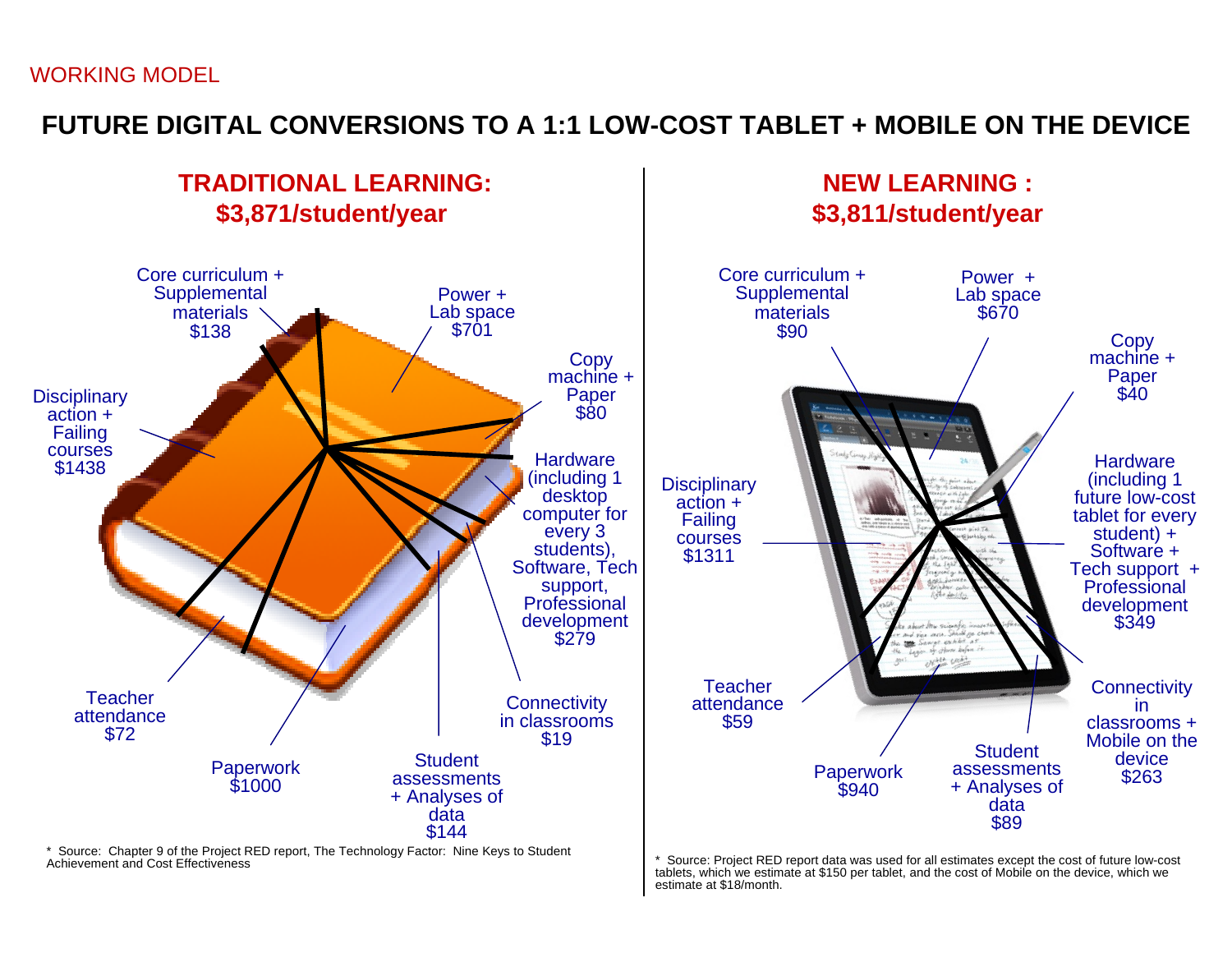WORKING MODEL

# FUTURE DIGITAL CONVERSIONS TO A 1:1 LOW-COST TABLET + MOBILE ON THE DEVICE

## TRADITIONAL LEARNING: $3,871/student/year

Core curriculum + Supplemental materials $138

Power + Lab space $701

Copy machine + Paper $80

Hardware (including 1 desktop computer for every 3 students), Software, Tech support, Professional development $279

Connectivity in classrooms $19

Student assessments + Analyses of data $144

Paperwork $1000

Teacher attendance $72

Disciplinary action + Failing courses $1438

* Source: Chapter 9 of the Project RED report, The Technology Factor: Nine Keys to Student Achievement and Cost Effectiveness

## NEW LEARNING : $3,811/student/year

Core curriculum + Supplemental materials $90

Power + Lab space $670

Copy machine + Paper $40

Hardware (including 1 future low-cost tablet for every student) + Software + Tech support + Professional development $349

Connectivity in classrooms + Mobile on the device $263

Student assessments + Analyses of data $89

Paperwork $940

Teacher attendance $59

Disciplinary action + Failing courses $1311

* Source: Project RED report data was used for all estimates except the cost of future low-cost tablets, which we estimate at $150 per tablet, and the cost of Mobile on the device, which we estimate at $18/month.